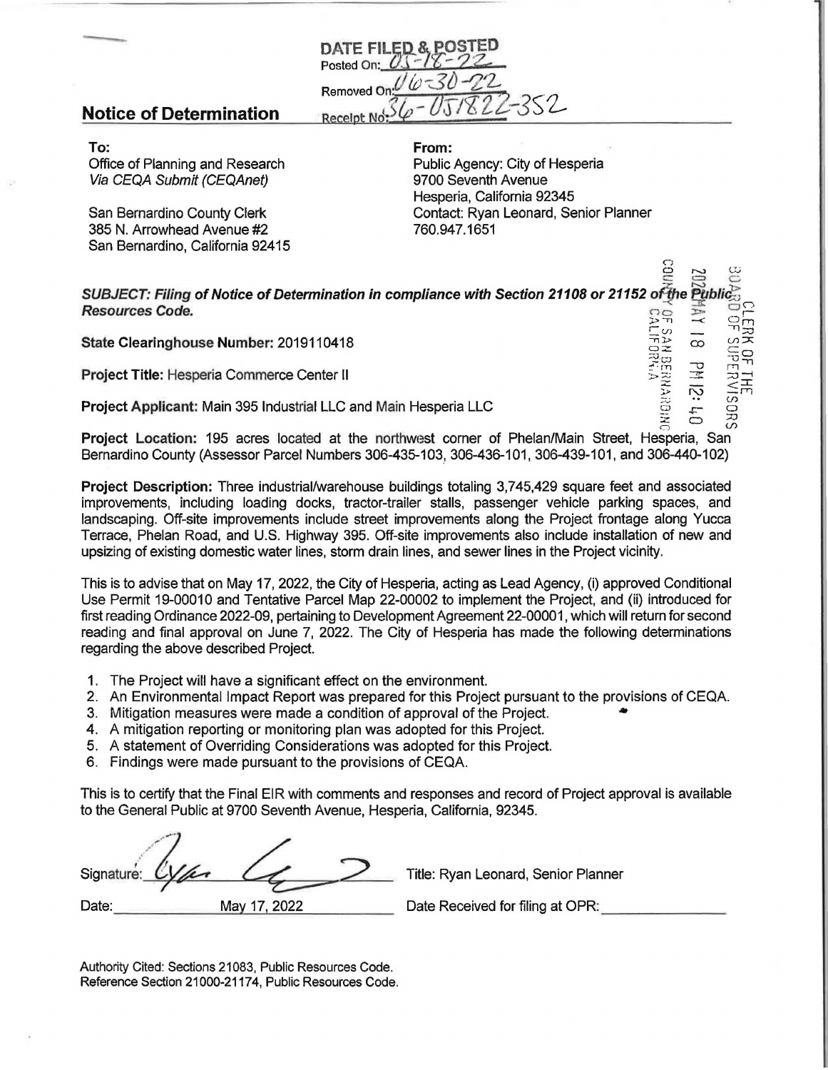DATE FILED & POSTED
Posted On: 05-18-22
Removed On: 06-30-22
Receipt No: 36-051822-352

## Notice of Determination

**To:**
Office of Planning and Research
*Via CEQA Submit (CEQAnet)*

San Bernardino County Clerk
385 N. Arrowhead Avenue #2
San Bernardino, California 92415

**From:**
Public Agency: City of Hesperia
9700 Seventh Avenue
Hesperia, California 92345
Contact: Ryan Leonard, Senior Planner
760.947.1651

CLERK OF THE BOARD OF SUPERVISORS
2022 MAY 18 PM 12:40
COUNTY OF SAN BERNARDINO CALIFORNIA

***SUBJECT: Filing of Notice of Determination in compliance with Section 21108 or 21152 of the Public Resources Code.***

**State Clearinghouse Number:** 2019110418

**Project Title:** Hesperia Commerce Center II

**Project Applicant:** Main 395 Industrial LLC and Main Hesperia LLC

**Project Location:** 195 acres located at the northwest corner of Phelan/Main Street, Hesperia, San Bernardino County (Assessor Parcel Numbers 306-435-103, 306-436-101, 306-439-101, and 306-440-102)

**Project Description:** Three industrial/warehouse buildings totaling 3,745,429 square feet and associated improvements, including loading docks, tractor-trailer stalls, passenger vehicle parking spaces, and landscaping. Off-site improvements include street improvements along the Project frontage along Yucca Terrace, Phelan Road, and U.S. Highway 395. Off-site improvements also include installation of new and upsizing of existing domestic water lines, storm drain lines, and sewer lines in the Project vicinity.

This is to advise that on May 17, 2022, the City of Hesperia, acting as Lead Agency, (i) approved Conditional Use Permit 19-00010 and Tentative Parcel Map 22-00002 to implement the Project, and (ii) introduced for first reading Ordinance 2022-09, pertaining to Development Agreement 22-00001, which will return for second reading and final approval on June 7, 2022. The City of Hesperia has made the following determinations regarding the above described Project.

1. The Project will have a significant effect on the environment.
2. An Environmental Impact Report was prepared for this Project pursuant to the provisions of CEQA.
3. Mitigation measures were made a condition of approval of the Project.
4. A mitigation reporting or monitoring plan was adopted for this Project.
5. A statement of Overriding Considerations was adopted for this Project.
6. Findings were made pursuant to the provisions of CEQA.

This is to certify that the Final EIR with comments and responses and record of Project approval is available to the General Public at 9700 Seventh Avenue, Hesperia, California, 92345.

Signature: _______________ Title: Ryan Leonard, Senior Planner

Date: May 17, 2022 Date Received for filing at OPR: _______________

Authority Cited: Sections 21083, Public Resources Code.
Reference Section 21000-21174, Public Resources Code.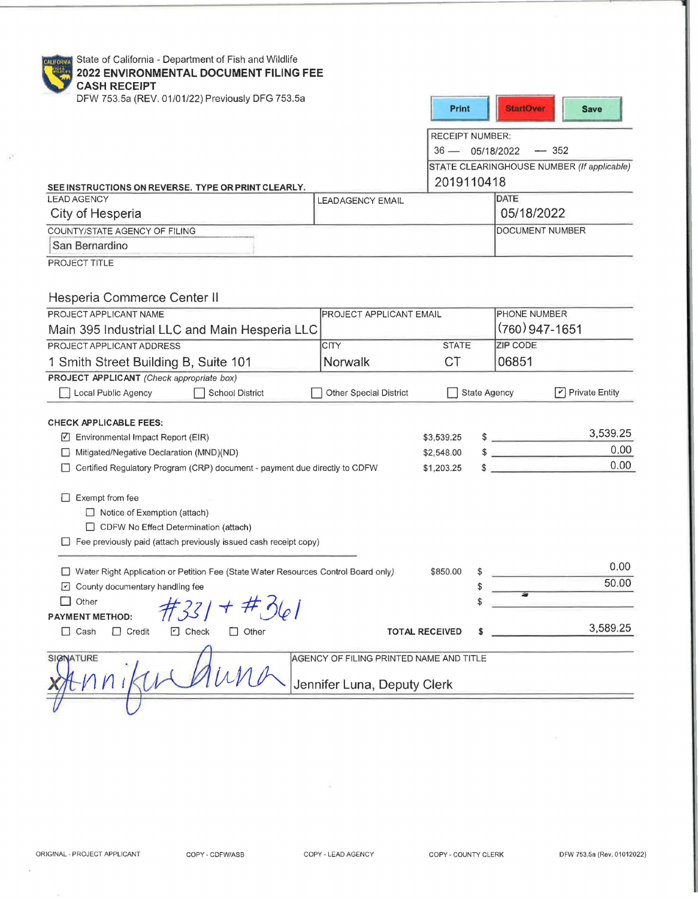State of California - Department of Fish and Wildlife

# 2022 ENVIRONMENTAL DOCUMENT FILING FEE CASH RECEIPT

DFW 753.5a (REV. 01/01/22) Previously DFG 753.5a

Print | StartOver | Save

RECEIPT NUMBER: 36 — 05/18/2022 — 352

STATE CLEARINGHOUSE NUMBER (If applicable): 2019110418

SEE INSTRUCTIONS ON REVERSE. TYPE OR PRINT CLEARLY.

| LEAD AGENCY | LEAD AGENCY EMAIL | DATE |
|---|---|---|
| City of Hesperia | | 05/18/2022 |
| COUNTY/STATE AGENCY OF FILING | | DOCUMENT NUMBER |
| San Bernardino | | |

PROJECT TITLE

Hesperia Commerce Center II

| PROJECT APPLICANT NAME | PROJECT APPLICANT EMAIL | PHONE NUMBER |
|---|---|---|
| Main 395 Industrial LLC and Main Hesperia LLC | | (760) 947-1651 |

| PROJECT APPLICANT ADDRESS | CITY | STATE | ZIP CODE |
|---|---|---|---|
| 1 Smith Street Building B, Suite 101 | Norwalk | CT | 06851 |

**PROJECT APPLICANT** *(Check appropriate box)*

☐ Local Public Agency ☐ School District ☐ Other Special District ☐ State Agency ☑ Private Entity

**CHECK APPLICABLE FEES:**

| | | | |
|---|---|---|---|
| ☑ Environmental Impact Report (EIR) | $3,539.25 | $ | 3,539.25 |
| ☐ Mitigated/Negative Declaration (MND)(ND) | $2,548.00 | $ | 0.00 |
| ☐ Certified Regulatory Program (CRP) document - payment due directly to CDFW | $1,203.25 | $ | 0.00 |

☐ Exempt from fee

- ☐ Notice of Exemption (attach)
- ☐ CDFW No Effect Determination (attach)

☐ Fee previously paid (attach previously issued cash receipt copy)

| | | | |
|---|---|---|---|
| ☐ Water Right Application or Petition Fee (State Water Resources Control Board only) | $850.00 | $ | 0.00 |
| ☑ County documentary handling fee | | $ | 50.00 |
| ☐ Other | | $ | |

#331 + #361

**PAYMENT METHOD:**

☐ Cash ☐ Credit ☑ Check ☐ Other **TOTAL RECEIVED** $ 3,589.25

| SIGNATURE | AGENCY OF FILING PRINTED NAME AND TITLE |
|---|---|
| X Jennifer Luna | Jennifer Luna, Deputy Clerk |

ORIGINAL - PROJECT APPLICANT | COPY - CDFW/ASB | COPY - LEAD AGENCY | COPY - COUNTY CLERK | DFW 753.5a (Rev. 01012022)